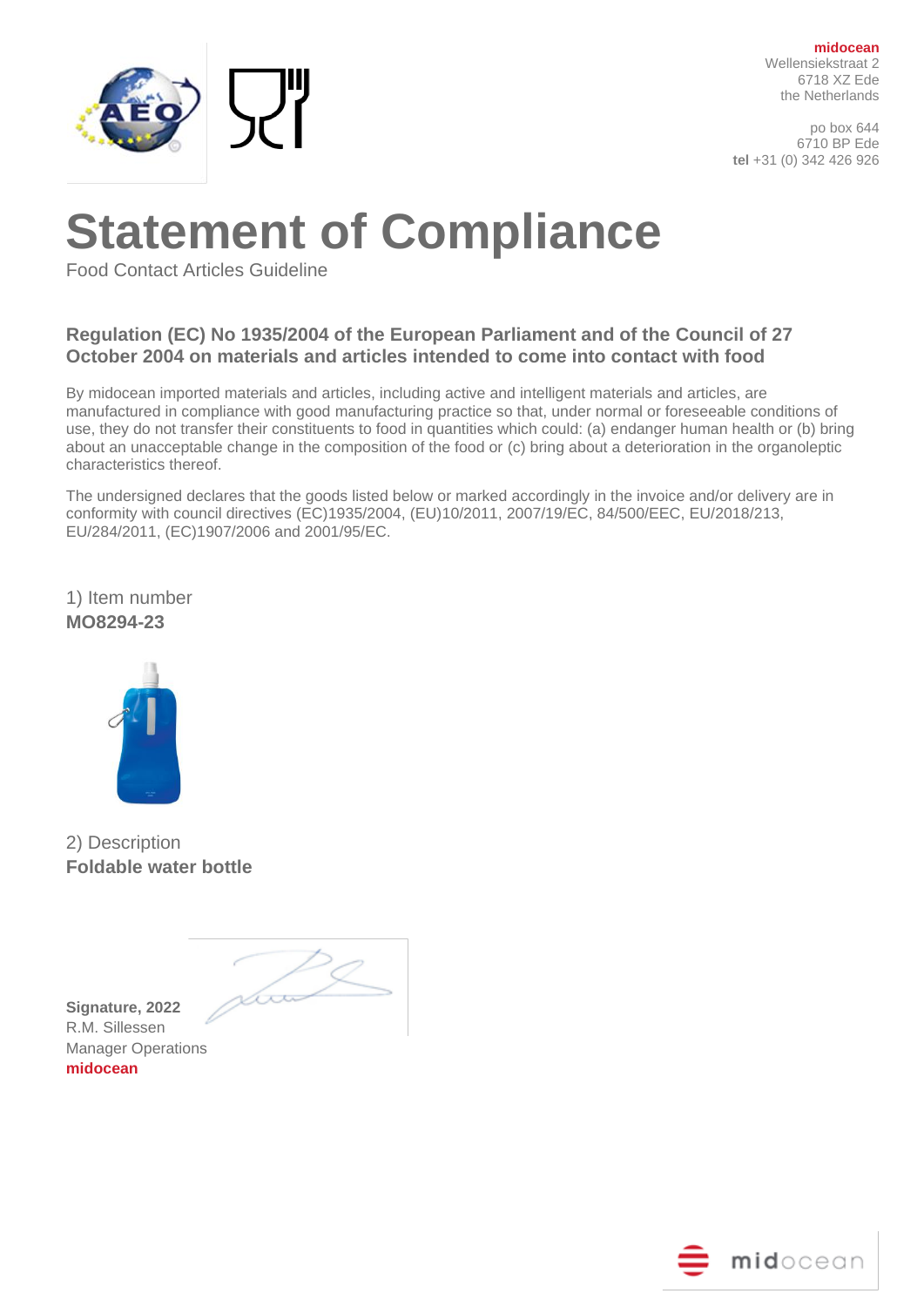**midocean**
Wellensiekstraat 2
6718 XZ Ede
the Netherlands

po box 644
6710 BP Ede
**tel** +31 (0) 342 426 926

# Statement of Compliance

Food Contact Articles Guideline

## Regulation (EC) No 1935/2004 of the European Parliament and of the Council of 27 October 2004 on materials and articles intended to come into contact with food

By midocean imported materials and articles, including active and intelligent materials and articles, are manufactured in compliance with good manufacturing practice so that, under normal or foreseeable conditions of use, they do not transfer their constituents to food in quantities which could: (a) endanger human health or (b) bring about an unacceptable change in the composition of the food or (c) bring about a deterioration in the organoleptic characteristics thereof.

The undersigned declares that the goods listed below or marked accordingly in the invoice and/or delivery are in conformity with council directives (EC)1935/2004, (EU)10/2011, 2007/19/EC, 84/500/EEC, EU/2018/213, EU/284/2011, (EC)1907/2006 and 2001/95/EC.

1) Item number
**MO8294-23**

2) Description
**Foldable water bottle**

**Signature, 2022**
R.M. Sillessen
Manager Operations
**midocean**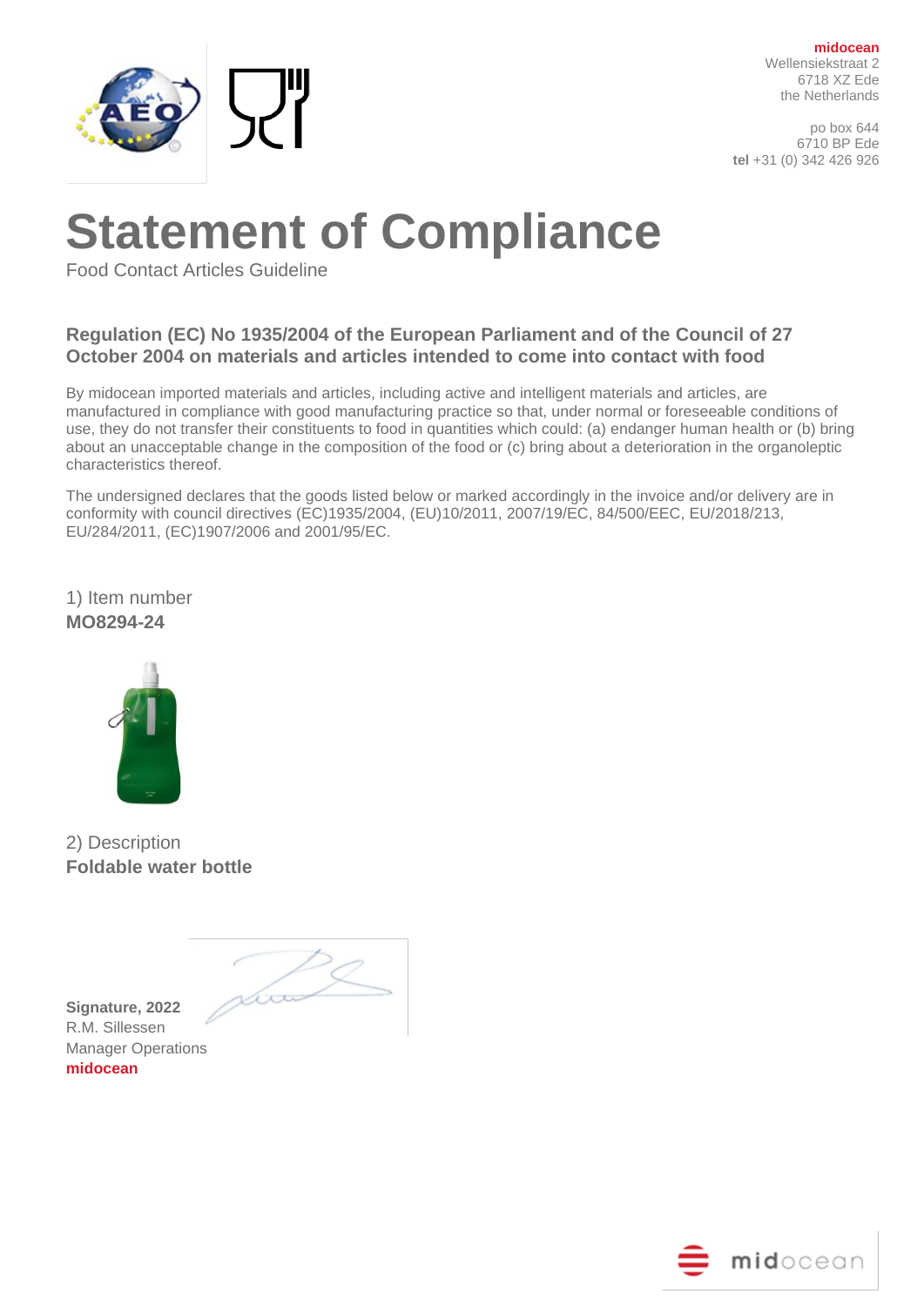**midocean**
Wellensiekstraat 2
6718 XZ Ede
the Netherlands

po box 644
6710 BP Ede
**tel** +31 (0) 342 426 926

# Statement of Compliance

Food Contact Articles Guideline

### Regulation (EC) No 1935/2004 of the European Parliament and of the Council of 27 October 2004 on materials and articles intended to come into contact with food

By midocean imported materials and articles, including active and intelligent materials and articles, are manufactured in compliance with good manufacturing practice so that, under normal or foreseeable conditions of use, they do not transfer their constituents to food in quantities which could: (a) endanger human health or (b) bring about an unacceptable change in the composition of the food or (c) bring about a deterioration in the organoleptic characteristics thereof.

The undersigned declares that the goods listed below or marked accordingly in the invoice and/or delivery are in conformity with council directives (EC)1935/2004, (EU)10/2011, 2007/19/EC, 84/500/EEC, EU/2018/213, EU/284/2011, (EC)1907/2006 and 2001/95/EC.

1) Item number
**MO8294-24**

2) Description
**Foldable water bottle**

**Signature, 2022**
R.M. Sillessen
Manager Operations
**midocean**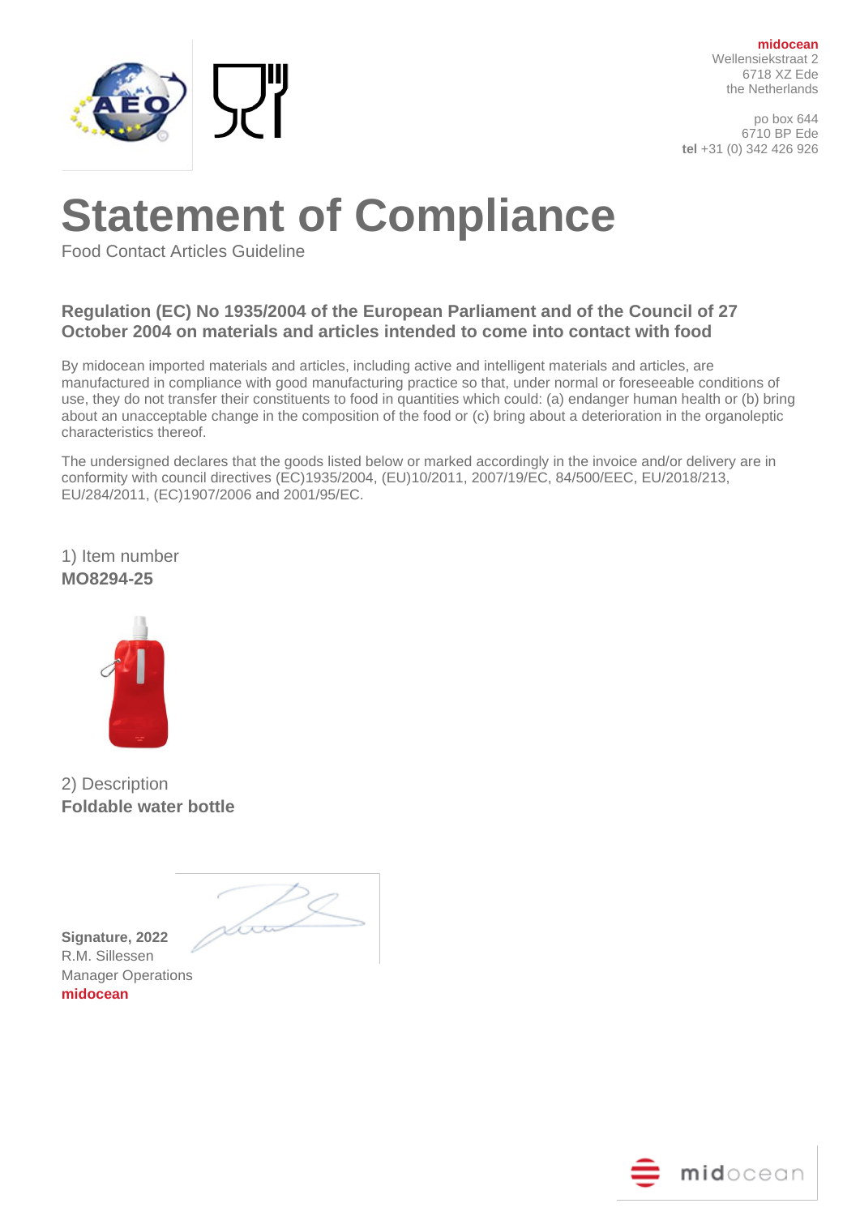**midocean**
Wellensiekstraat 2
6718 XZ Ede
the Netherlands

po box 644
6710 BP Ede
**tel** +31 (0) 342 426 926

# Statement of Compliance

Food Contact Articles Guideline

### Regulation (EC) No 1935/2004 of the European Parliament and of the Council of 27 October 2004 on materials and articles intended to come into contact with food

By midocean imported materials and articles, including active and intelligent materials and articles, are manufactured in compliance with good manufacturing practice so that, under normal or foreseeable conditions of use, they do not transfer their constituents to food in quantities which could: (a) endanger human health or (b) bring about an unacceptable change in the composition of the food or (c) bring about a deterioration in the organoleptic characteristics thereof.

The undersigned declares that the goods listed below or marked accordingly in the invoice and/or delivery are in conformity with council directives (EC)1935/2004, (EU)10/2011, 2007/19/EC, 84/500/EEC, EU/2018/213, EU/284/2011, (EC)1907/2006 and 2001/95/EC.

1) Item number
**MO8294-25**

2) Description
**Foldable water bottle**

**Signature, 2022**
R.M. Sillessen
Manager Operations
**midocean**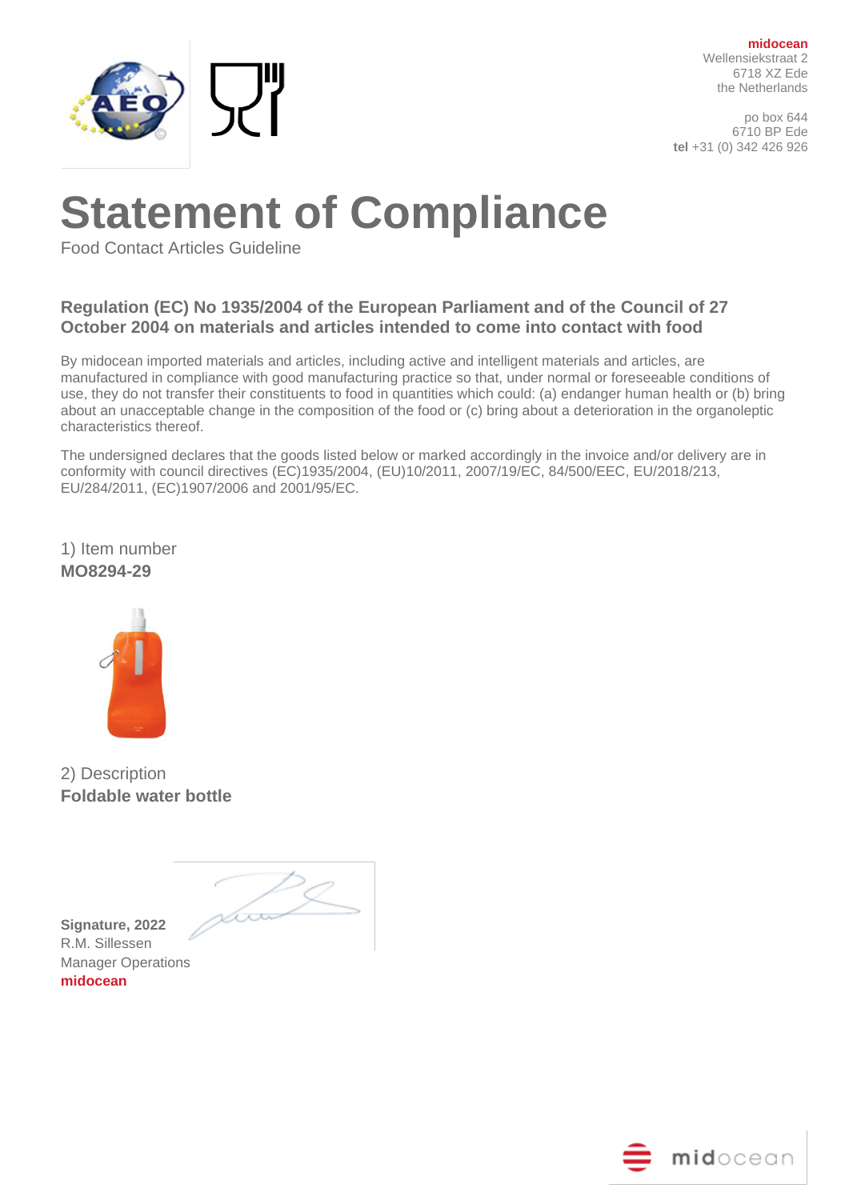**midocean**
Wellensiekstraat 2
6718 XZ Ede
the Netherlands

po box 644
6710 BP Ede
**tel** +31 (0) 342 426 926

# Statement of Compliance

Food Contact Articles Guideline

### Regulation (EC) No 1935/2004 of the European Parliament and of the Council of 27 October 2004 on materials and articles intended to come into contact with food

By midocean imported materials and articles, including active and intelligent materials and articles, are manufactured in compliance with good manufacturing practice so that, under normal or foreseeable conditions of use, they do not transfer their constituents to food in quantities which could: (a) endanger human health or (b) bring about an unacceptable change in the composition of the food or (c) bring about a deterioration in the organoleptic characteristics thereof.

The undersigned declares that the goods listed below or marked accordingly in the invoice and/or delivery are in conformity with council directives (EC)1935/2004, (EU)10/2011, 2007/19/EC, 84/500/EEC, EU/2018/213, EU/284/2011, (EC)1907/2006 and 2001/95/EC.

1) Item number
**MO8294-29**

2) Description
**Foldable water bottle**

**Signature, 2022**
R.M. Sillessen
Manager Operations
**midocean**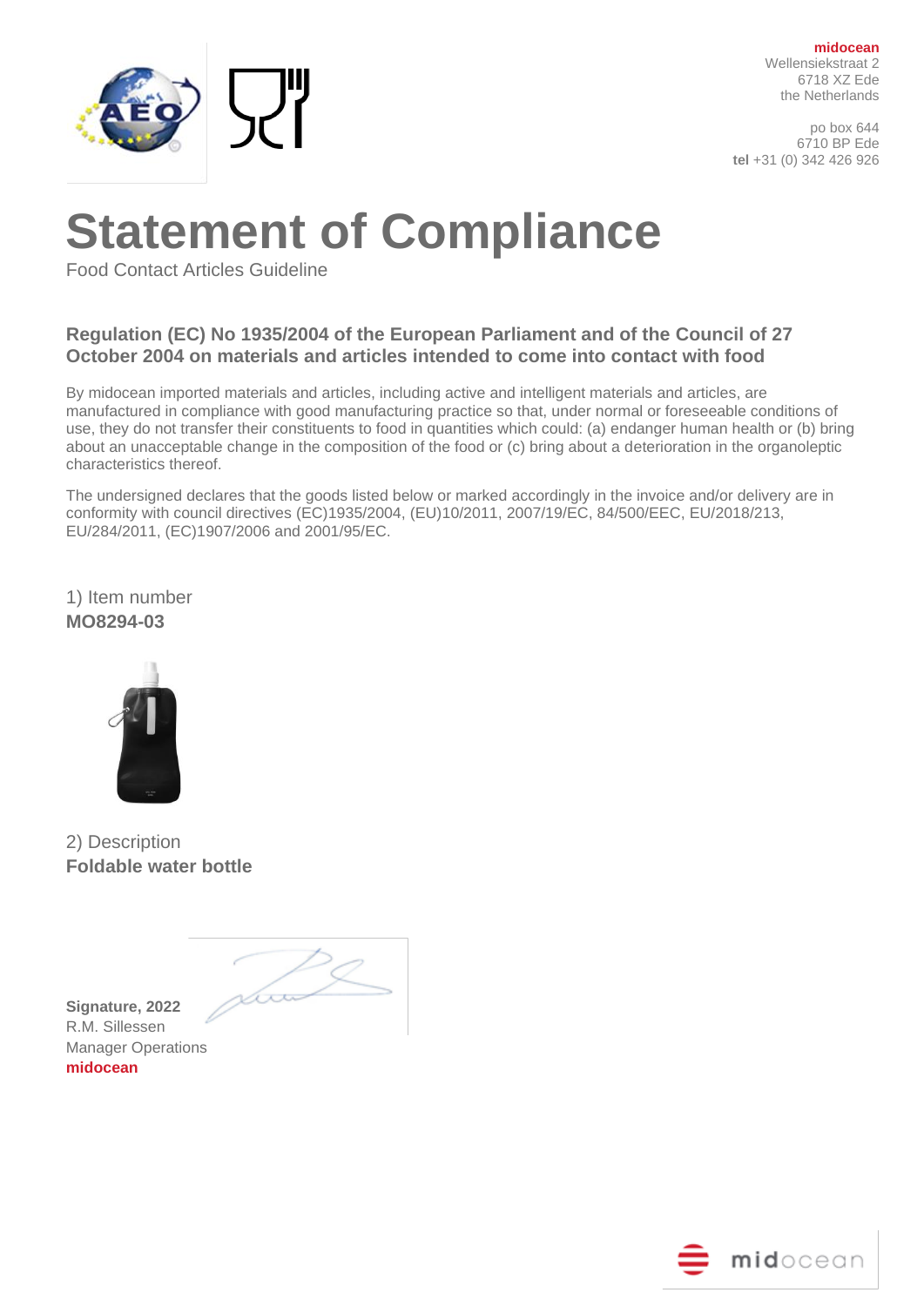**midocean**
Wellensiekstraat 2
6718 XZ Ede
the Netherlands

po box 644
6710 BP Ede
**tel** +31 (0) 342 426 926

# Statement of Compliance

Food Contact Articles Guideline

### Regulation (EC) No 1935/2004 of the European Parliament and of the Council of 27 October 2004 on materials and articles intended to come into contact with food

By midocean imported materials and articles, including active and intelligent materials and articles, are manufactured in compliance with good manufacturing practice so that, under normal or foreseeable conditions of use, they do not transfer their constituents to food in quantities which could: (a) endanger human health or (b) bring about an unacceptable change in the composition of the food or (c) bring about a deterioration in the organoleptic characteristics thereof.

The undersigned declares that the goods listed below or marked accordingly in the invoice and/or delivery are in conformity with council directives (EC)1935/2004, (EU)10/2011, 2007/19/EC, 84/500/EEC, EU/2018/213, EU/284/2011, (EC)1907/2006 and 2001/95/EC.

1) Item number
**MO8294-03**

2) Description
**Foldable water bottle**

**Signature, 2022**
R.M. Sillessen
Manager Operations
**midocean**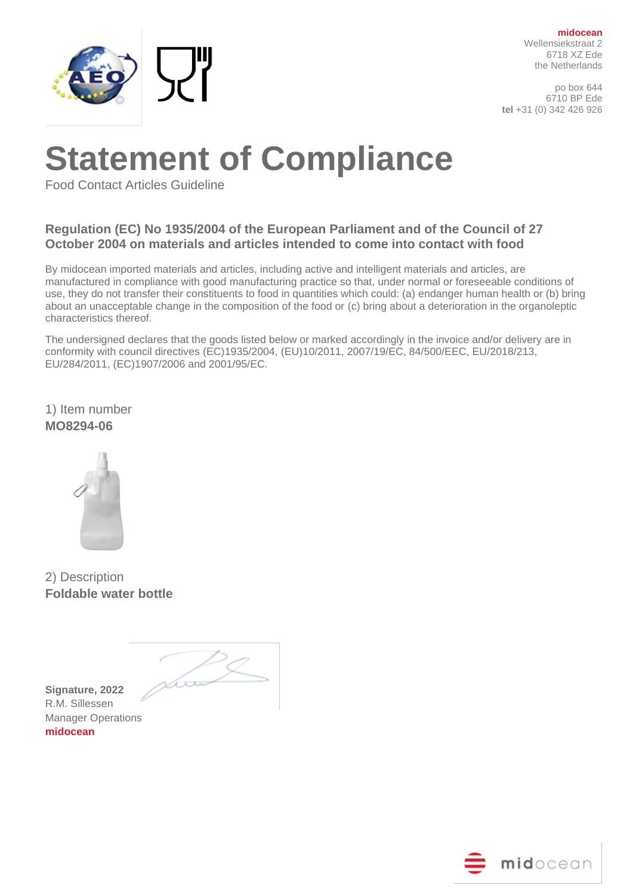**midocean**
Wellensiekstraat 2
6718 XZ Ede
the Netherlands

po box 644
6710 BP Ede
**tel** +31 (0) 342 426 926

# Statement of Compliance

Food Contact Articles Guideline

### Regulation (EC) No 1935/2004 of the European Parliament and of the Council of 27 October 2004 on materials and articles intended to come into contact with food

By midocean imported materials and articles, including active and intelligent materials and articles, are manufactured in compliance with good manufacturing practice so that, under normal or foreseeable conditions of use, they do not transfer their constituents to food in quantities which could: (a) endanger human health or (b) bring about an unacceptable change in the composition of the food or (c) bring about a deterioration in the organoleptic characteristics thereof.

The undersigned declares that the goods listed below or marked accordingly in the invoice and/or delivery are in conformity with council directives (EC)1935/2004, (EU)10/2011, 2007/19/EC, 84/500/EEC, EU/2018/213, EU/284/2011, (EC)1907/2006 and 2001/95/EC.

1) Item number
**MO8294-06**

2) Description
**Foldable water bottle**

**Signature, 2022**
R.M. Sillessen
Manager Operations
**midocean**